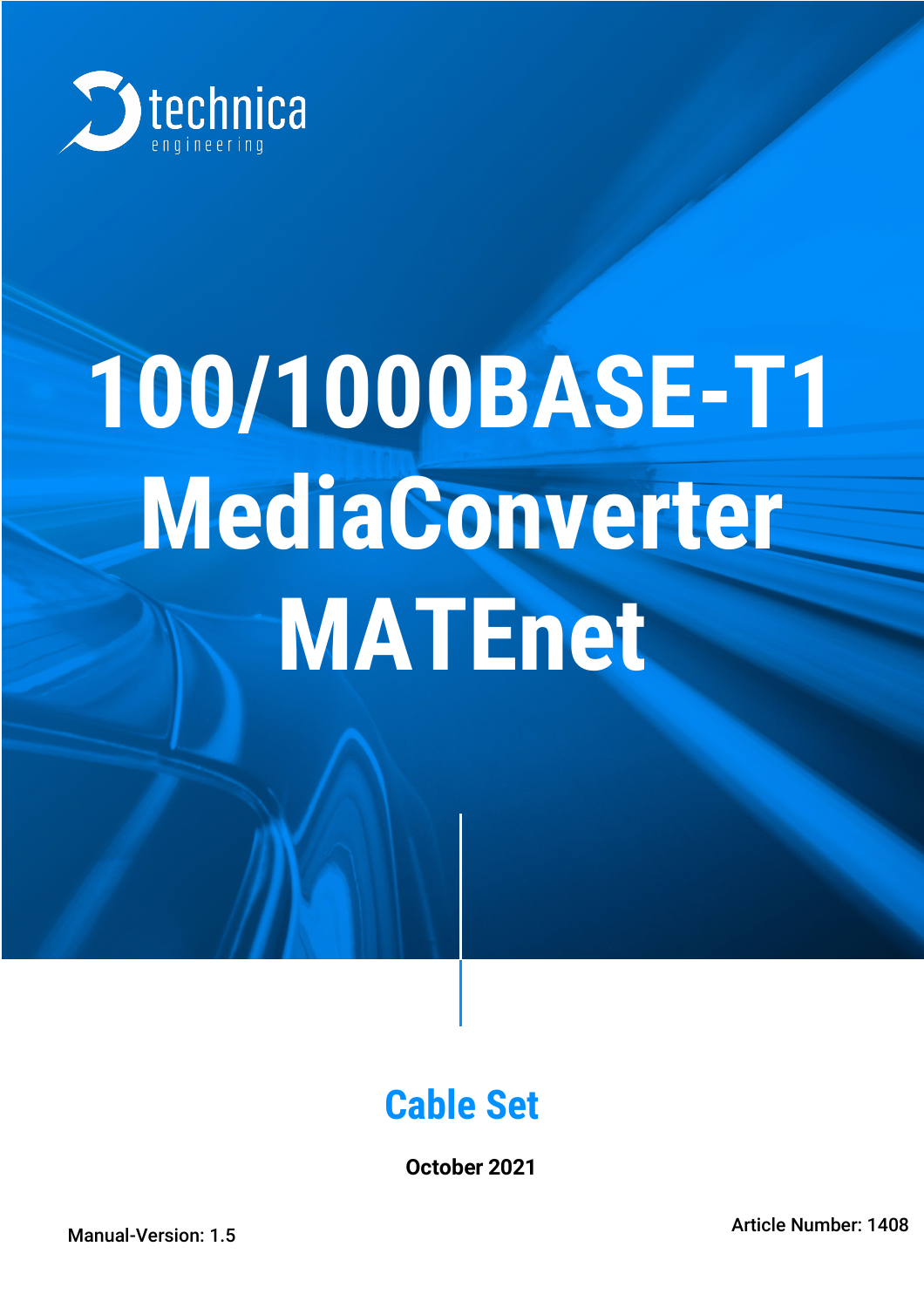technica engineering

# 100/1000BASE-T1 MediaConverter MATEnet

## Cable Set

**October 2021**

Manual-Version: 1.5

Article Number: 1408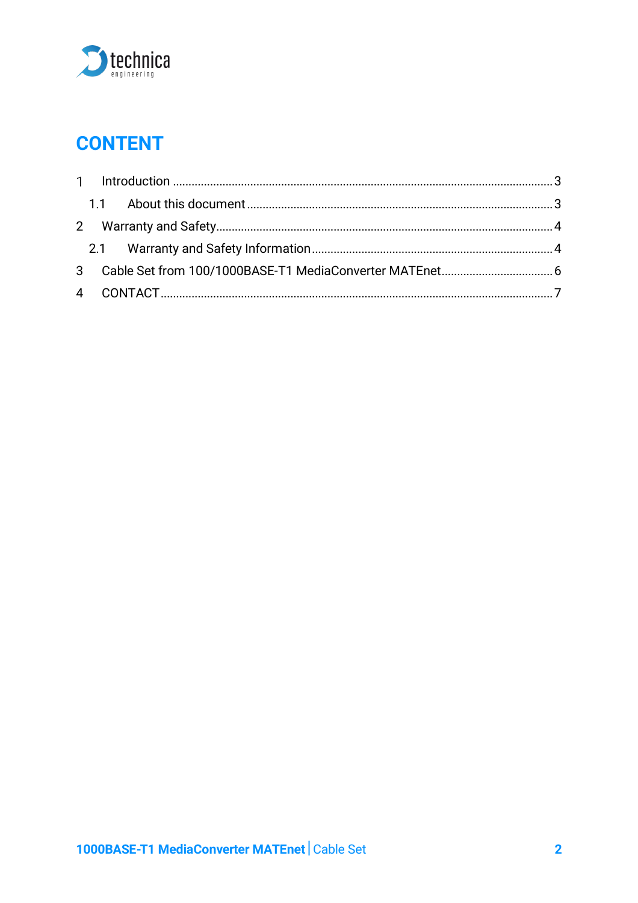# CONTENT

| | | |
|---|---|---|
| 1 | Introduction | 3 |
| 1.1 | About this document | 3 |
| 2 | Warranty and Safety | 4 |
| 2.1 | Warranty and Safety Information | 4 |
| 3 | Cable Set from 100/1000BASE-T1 MediaConverter MATEnet | 6 |
| 4 | CONTACT | 7 |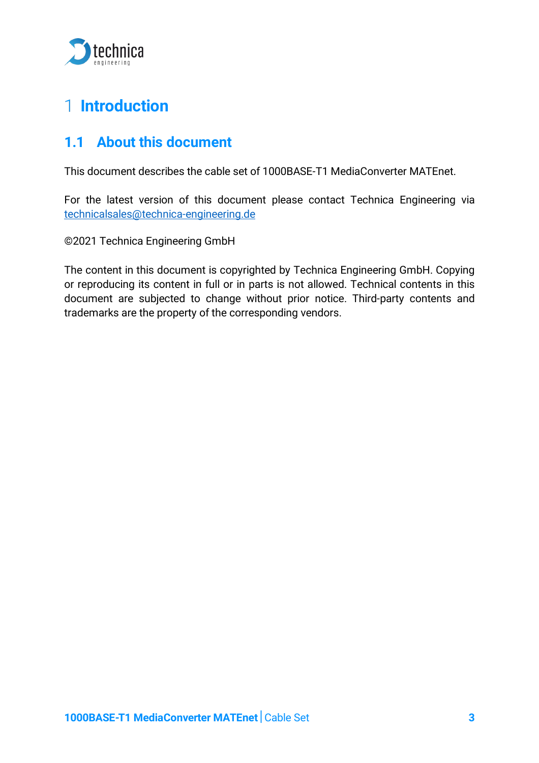# 1 Introduction

## 1.1 About this document

This document describes the cable set of 1000BASE-T1 MediaConverter MATEnet.

For the latest version of this document please contact Technica Engineering via technicalsales@technica-engineering.de

©2021 Technica Engineering GmbH

The content in this document is copyrighted by Technica Engineering GmbH. Copying or reproducing its content in full or in parts is not allowed. Technical contents in this document are subjected to change without prior notice. Third-party contents and trademarks are the property of the corresponding vendors.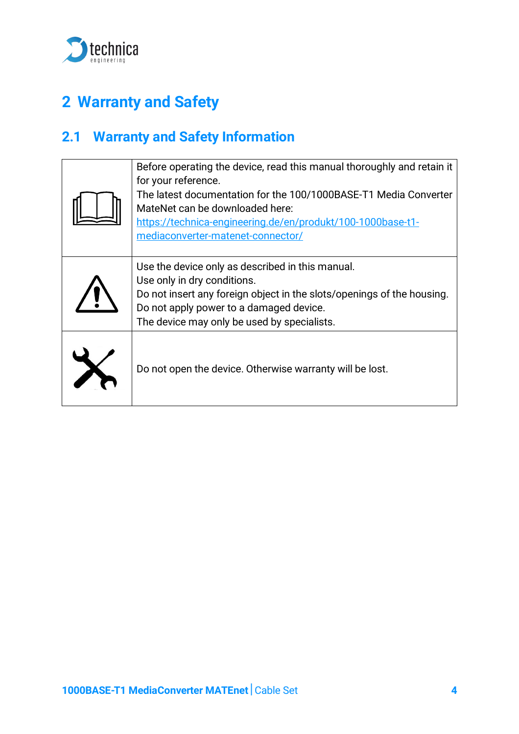# 2 Warranty and Safety

## 2.1 Warranty and Safety Information

| | |
|---|---|
| | Before operating the device, read this manual thoroughly and retain it for your reference.<br>The latest documentation for the 100/1000BASE-T1 Media Converter MateNet can be downloaded here:<br>https://technica-engineering.de/en/produkt/100-1000base-t1-mediaconverter-matenet-connector/ |
| | Use the device only as described in this manual.<br>Use only in dry conditions.<br>Do not insert any foreign object in the slots/openings of the housing.<br>Do not apply power to a damaged device.<br>The device may only be used by specialists. |
| | Do not open the device. Otherwise warranty will be lost. |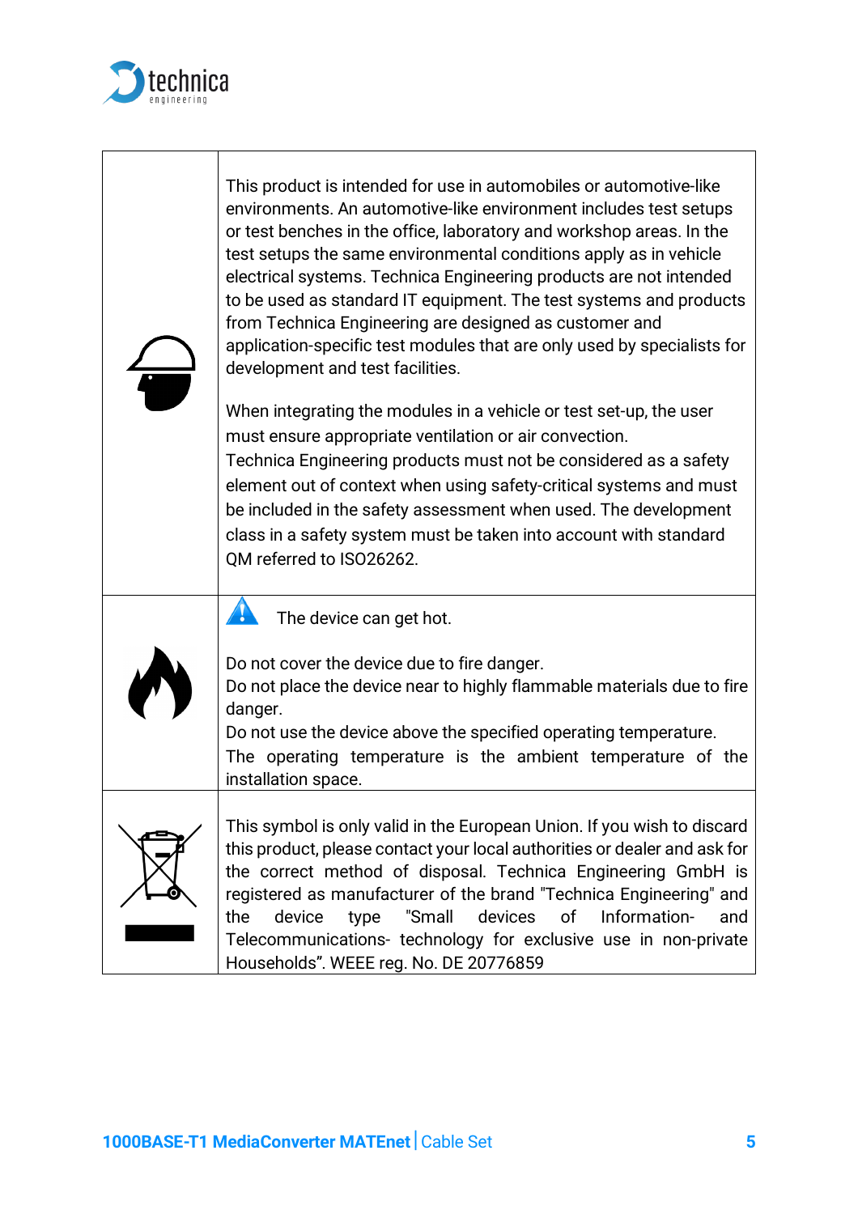| | |
|---|---|
| | This product is intended for use in automobiles or automotive-like environments. An automotive-like environment includes test setups or test benches in the office, laboratory and workshop areas. In the test setups the same environmental conditions apply as in vehicle electrical systems. Technica Engineering products are not intended to be used as standard IT equipment. The test systems and products from Technica Engineering are designed as customer and application-specific test modules that are only used by specialists for development and test facilities.<br><br>When integrating the modules in a vehicle or test set-up, the user must ensure appropriate ventilation or air convection.<br>Technica Engineering products must not be considered as a safety element out of context when using safety-critical systems and must be included in the safety assessment when used. The development class in a safety system must be taken into account with standard QM referred to ISO26262. |
| | The device can get hot.<br><br>Do not cover the device due to fire danger.<br>Do not place the device near to highly flammable materials due to fire danger.<br>Do not use the device above the specified operating temperature.<br>The operating temperature is the ambient temperature of the installation space. |
| | This symbol is only valid in the European Union. If you wish to discard this product, please contact your local authorities or dealer and ask for the correct method of disposal. Technica Engineering GmbH is registered as manufacturer of the brand "Technica Engineering" and the device type "Small devices of Information- and Telecommunications- technology for exclusive use in non-private Households". WEEE reg. No. DE 20776859 |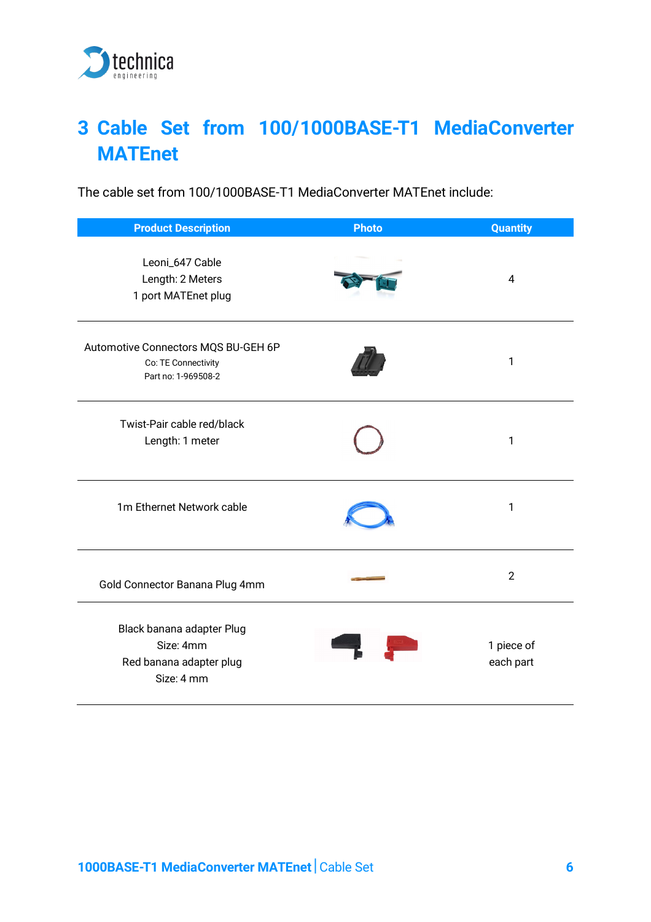# 3 Cable Set from 100/1000BASE-T1 MediaConverter MATEnet

The cable set from 100/1000BASE-T1 MediaConverter MATEnet include:

| Product Description | Photo | Quantity |
|---|---|---|
| Leoni_647 Cable<br>Length: 2 Meters<br>1 port MATEnet plug | | 4 |
| Automotive Connectors MQS BU-GEH 6P<br>Co: TE Connectivity<br>Part no: 1-969508-2 | | 1 |
| Twist-Pair cable red/black<br>Length: 1 meter | | 1 |
| 1m Ethernet Network cable | | 1 |
| Gold Connector Banana Plug 4mm | | 2 |
| Black banana adapter Plug<br>Size: 4mm<br>Red banana adapter plug<br>Size: 4 mm | | 1 piece of each part |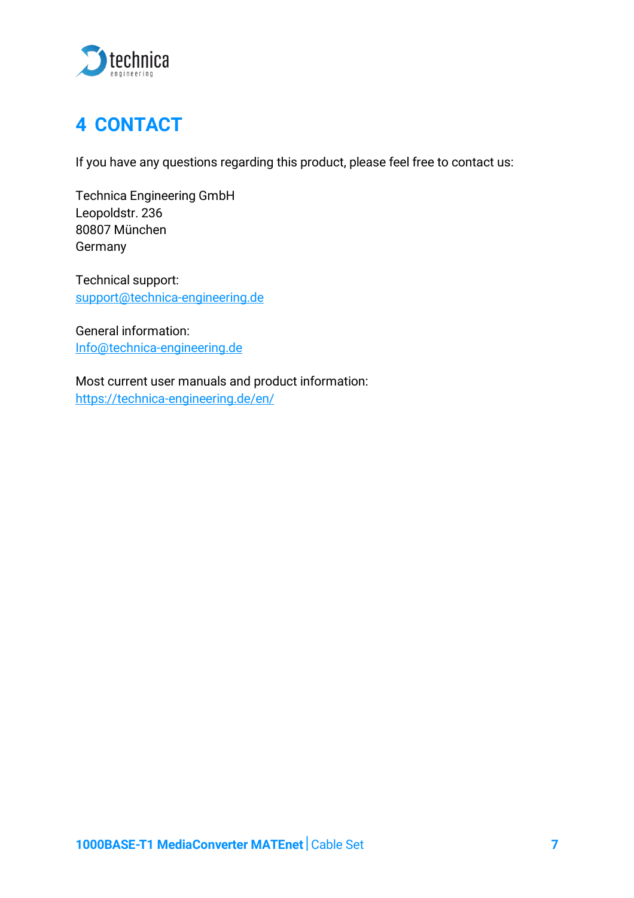# 4 CONTACT

If you have any questions regarding this product, please feel free to contact us:

Technica Engineering GmbH  
Leopoldstr. 236  
80807 München  
Germany

Technical support:  
support@technica-engineering.de

General information:  
Info@technica-engineering.de

Most current user manuals and product information:  
https://technica-engineering.de/en/